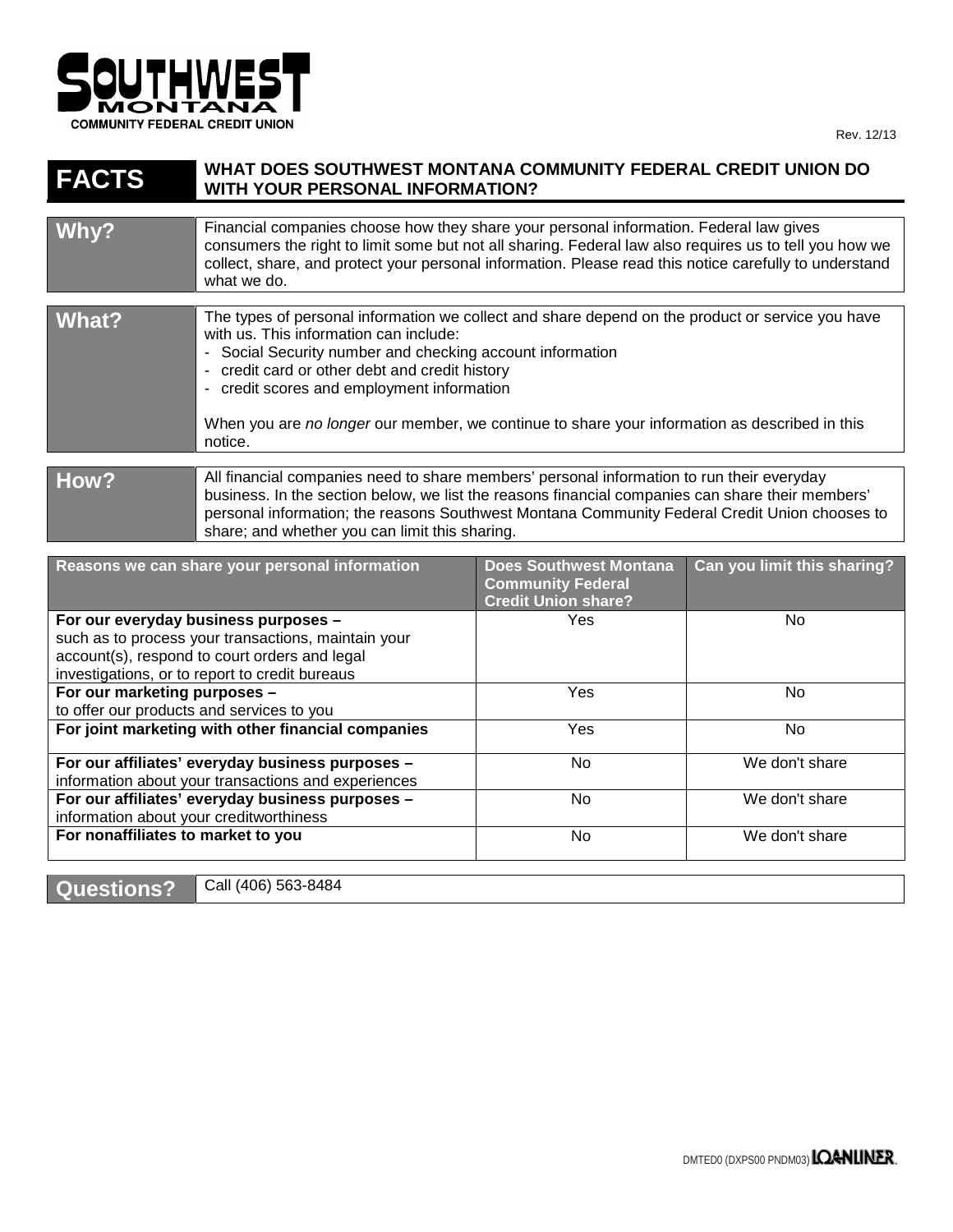SOUTHWEST MONTANA COMMUNITY FEDERAL CREDIT UNION

Rev. 12/13

# FACTS — WHAT DOES SOUTHWEST MONTANA COMMUNITY FEDERAL CREDIT UNION DO WITH YOUR PERSONAL INFORMATION?

| | |
|---|---|
| **Why?** | Financial companies choose how they share your personal information. Federal law gives consumers the right to limit some but not all sharing. Federal law also requires us to tell you how we collect, share, and protect your personal information. Please read this notice carefully to understand what we do. |
| **What?** | The types of personal information we collect and share depend on the product or service you have with us. This information can include:<br>- Social Security number and checking account information<br>- credit card or other debt and credit history<br>- credit scores and employment information<br><br>When you are *no longer* our member, we continue to share your information as described in this notice. |
| **How?** | All financial companies need to share members' personal information to run their everyday business. In the section below, we list the reasons financial companies can share their members' personal information; the reasons Southwest Montana Community Federal Credit Union chooses to share; and whether you can limit this sharing. |

| Reasons we can share your personal information | Does Southwest Montana Community Federal Credit Union share? | Can you limit this sharing? |
|---|---|---|
| **For our everyday business purposes –** such as to process your transactions, maintain your account(s), respond to court orders and legal investigations, or to report to credit bureaus | Yes | No |
| **For our marketing purposes –** to offer our products and services to you | Yes | No |
| **For joint marketing with other financial companies** | Yes | No |
| **For our affiliates' everyday business purposes –** information about your transactions and experiences | No | We don't share |
| **For our affiliates' everyday business purposes –** information about your creditworthiness | No | We don't share |
| **For nonaffiliates to market to you** | No | We don't share |

| | |
|---|---|
| **Questions?** | Call (406) 563-8484 |

DMTED0 (DXPS00 PNDM03) LOANLINER.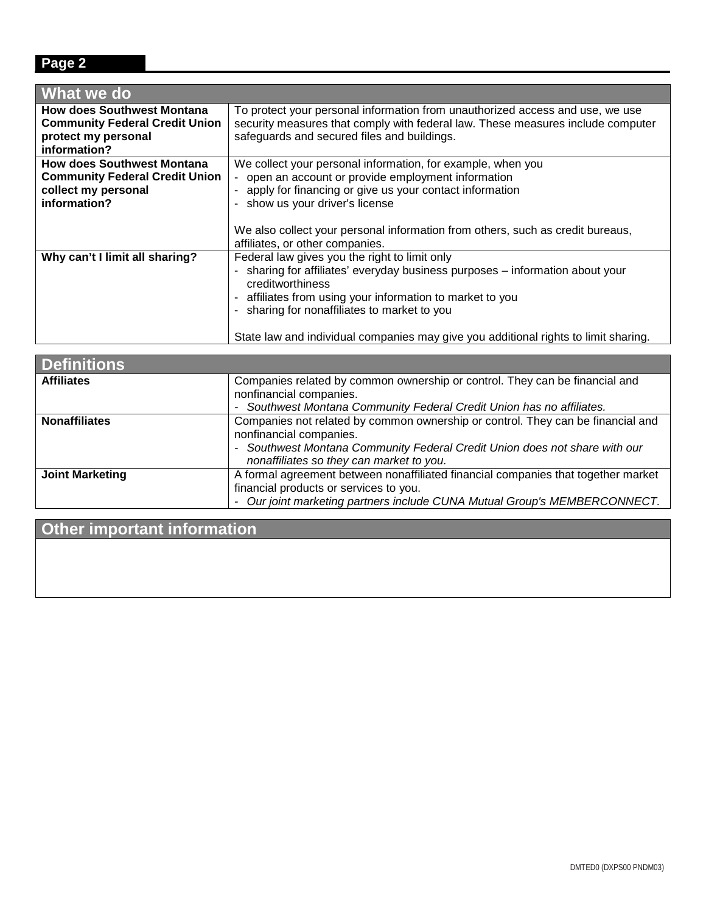| What we do | |
|---|---|
| **How does Southwest Montana Community Federal Credit Union protect my personal information?** | To protect your personal information from unauthorized access and use, we use security measures that comply with federal law. These measures include computer safeguards and secured files and buildings. |
| **How does Southwest Montana Community Federal Credit Union collect my personal information?** | We collect your personal information, for example, when you<br>- open an account or provide employment information<br>- apply for financing or give us your contact information<br>- show us your driver's license<br><br>We also collect your personal information from others, such as credit bureaus, affiliates, or other companies. |
| **Why can't I limit all sharing?** | Federal law gives you the right to limit only<br>- sharing for affiliates' everyday business purposes – information about your creditworthiness<br>- affiliates from using your information to market to you<br>- sharing for nonaffiliates to market to you<br><br>State law and individual companies may give you additional rights to limit sharing. |

| Definitions | |
|---|---|
| **Affiliates** | Companies related by common ownership or control. They can be financial and nonfinancial companies.<br>- *Southwest Montana Community Federal Credit Union has no affiliates.* |
| **Nonaffiliates** | Companies not related by common ownership or control. They can be financial and nonfinancial companies.<br>- *Southwest Montana Community Federal Credit Union does not share with our nonaffiliates so they can market to you.* |
| **Joint Marketing** | A formal agreement between nonaffiliated financial companies that together market financial products or services to you.<br>- *Our joint marketing partners include CUNA Mutual Group's MEMBERCONNECT.* |

| Other important information |
|---|
| |

DMTED0 (DXPS00 PNDM03)